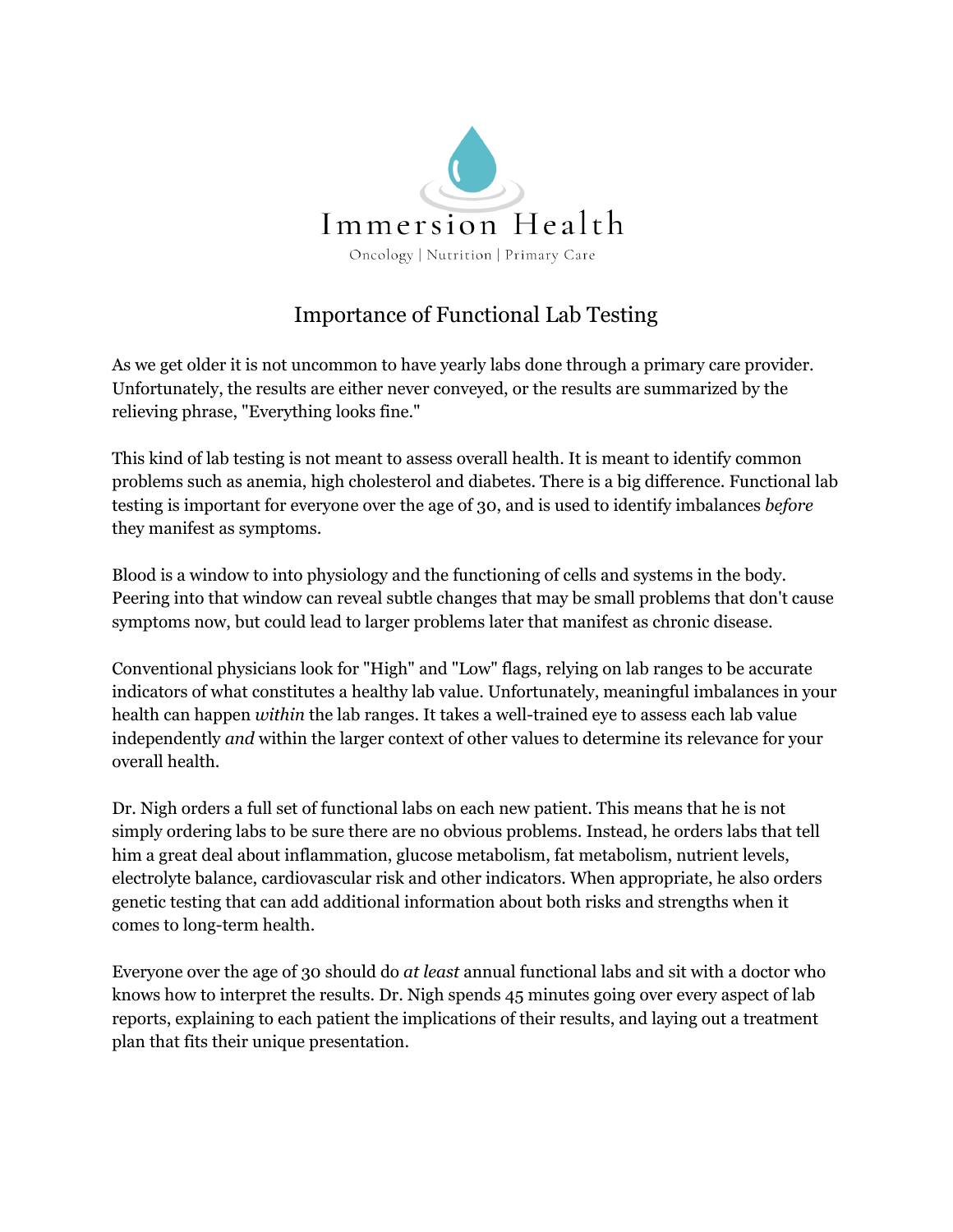Immersion Health

Oncology | Nutrition | Primary Care

# Importance of Functional Lab Testing

As we get older it is not uncommon to have yearly labs done through a primary care provider. Unfortunately, the results are either never conveyed, or the results are summarized by the relieving phrase, "Everything looks fine."

This kind of lab testing is not meant to assess overall health. It is meant to identify common problems such as anemia, high cholesterol and diabetes. There is a big difference. Functional lab testing is important for everyone over the age of 30, and is used to identify imbalances *before* they manifest as symptoms.

Blood is a window to into physiology and the functioning of cells and systems in the body. Peering into that window can reveal subtle changes that may be small problems that don't cause symptoms now, but could lead to larger problems later that manifest as chronic disease.

Conventional physicians look for "High" and "Low" flags, relying on lab ranges to be accurate indicators of what constitutes a healthy lab value. Unfortunately, meaningful imbalances in your health can happen *within* the lab ranges. It takes a well-trained eye to assess each lab value independently *and* within the larger context of other values to determine its relevance for your overall health.

Dr. Nigh orders a full set of functional labs on each new patient. This means that he is not simply ordering labs to be sure there are no obvious problems. Instead, he orders labs that tell him a great deal about inflammation, glucose metabolism, fat metabolism, nutrient levels, electrolyte balance, cardiovascular risk and other indicators. When appropriate, he also orders genetic testing that can add additional information about both risks and strengths when it comes to long-term health.

Everyone over the age of 30 should do *at least* annual functional labs and sit with a doctor who knows how to interpret the results. Dr. Nigh spends 45 minutes going over every aspect of lab reports, explaining to each patient the implications of their results, and laying out a treatment plan that fits their unique presentation.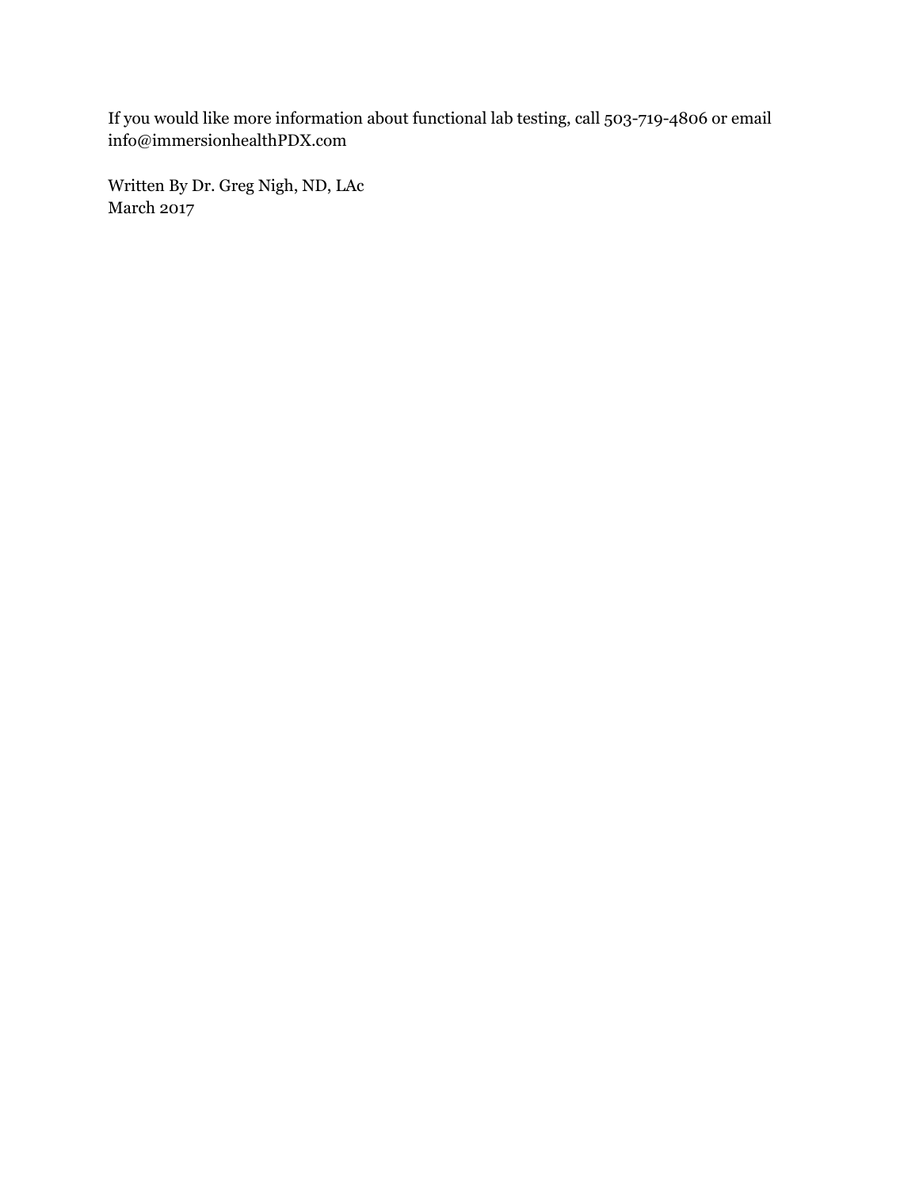If you would like more information about functional lab testing, call 503-719-4806 or email info@immersionhealthPDX.com

Written By Dr. Greg Nigh, ND, LAc
March 2017